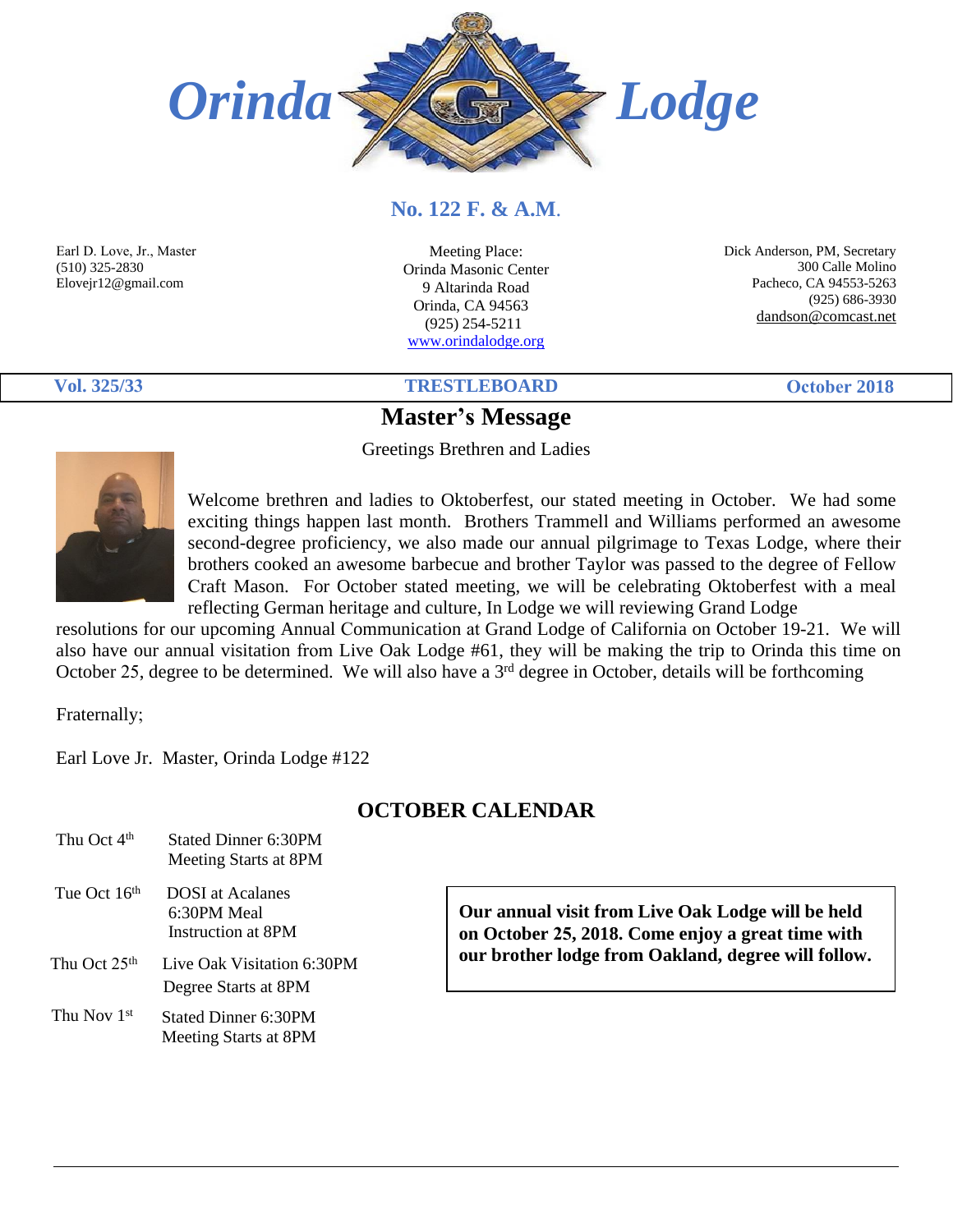# Orinda Lodge

**No. 122 F. & A.M.**

Earl D. Love, Jr., Master
(510) 325-2830
Elovejr12@gmail.com

Meeting Place:
Orinda Masonic Center
9 Altarinda Road
Orinda, CA 94563
(925) 254-5211
www.orindalodge.org

Dick Anderson, PM, Secretary
300 Calle Molino
Pacheco, CA 94553-5263
(925) 686-3930
dandson@comcast.net

**Vol. 325/33** | **TRESTLEBOARD** | **October 2018**

## Master's Message

Greetings Brethren and Ladies

Welcome brethren and ladies to Oktoberfest, our stated meeting in October. We had some exciting things happen last month. Brothers Trammell and Williams performed an awesome second-degree proficiency, we also made our annual pilgrimage to Texas Lodge, where their brothers cooked an awesome barbecue and brother Taylor was passed to the degree of Fellow Craft Mason. For October stated meeting, we will be celebrating Oktoberfest with a meal reflecting German heritage and culture, In Lodge we will reviewing Grand Lodge resolutions for our upcoming Annual Communication at Grand Lodge of California on October 19-21. We will also have our annual visitation from Live Oak Lodge #61, they will be making the trip to Orinda this time on October 25, degree to be determined. We will also have a 3rd degree in October, details will be forthcoming

Fraternally;

Earl Love Jr. Master, Orinda Lodge #122

## OCTOBER CALENDAR

| | |
|---|---|
| Thu Oct 4th | Stated Dinner 6:30PM<br>Meeting Starts at 8PM |
| Tue Oct 16th | DOSI at Acalanes<br>6:30PM Meal<br>Instruction at 8PM |
| Thu Oct 25th | Live Oak Visitation 6:30PM<br>Degree Starts at 8PM |
| Thu Nov 1st | Stated Dinner 6:30PM<br>Meeting Starts at 8PM |

**Our annual visit from Live Oak Lodge will be held on October 25, 2018. Come enjoy a great time with our brother lodge from Oakland, degree will follow.**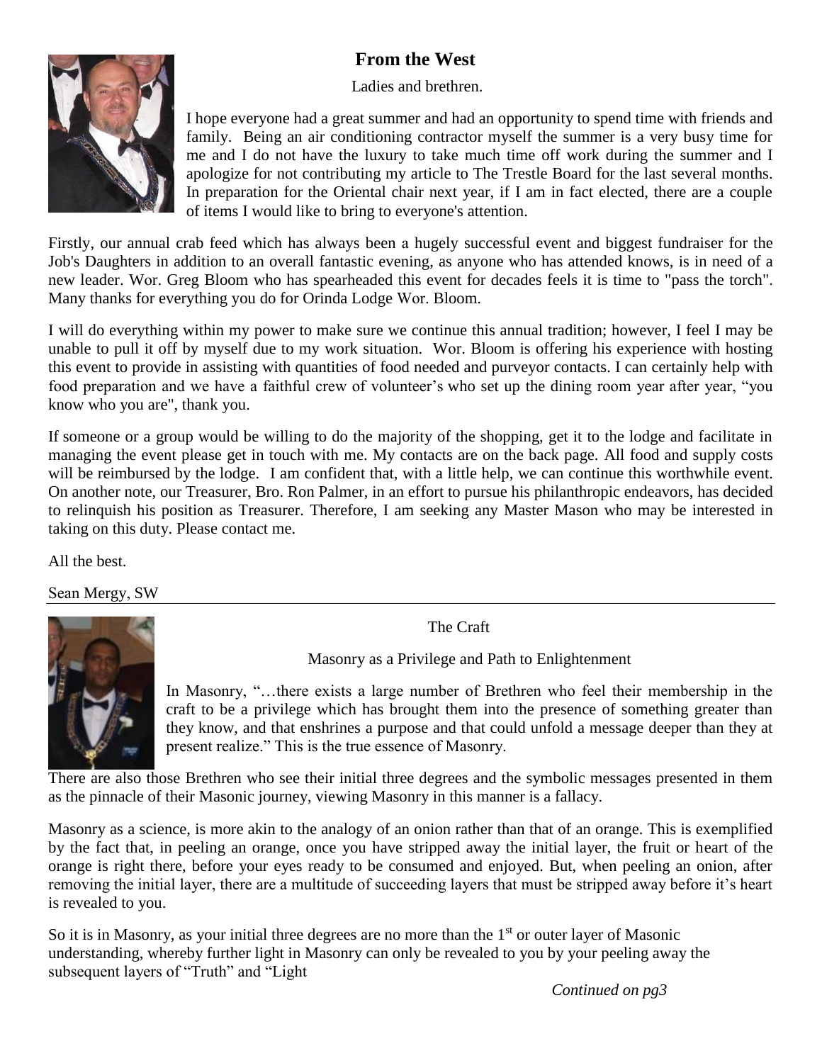## From the West

Ladies and brethren.

I hope everyone had a great summer and had an opportunity to spend time with friends and family. Being an air conditioning contractor myself the summer is a very busy time for me and I do not have the luxury to take much time off work during the summer and I apologize for not contributing my article to The Trestle Board for the last several months. In preparation for the Oriental chair next year, if I am in fact elected, there are a couple of items I would like to bring to everyone's attention.

Firstly, our annual crab feed which has always been a hugely successful event and biggest fundraiser for the Job's Daughters in addition to an overall fantastic evening, as anyone who has attended knows, is in need of a new leader. Wor. Greg Bloom who has spearheaded this event for decades feels it is time to "pass the torch". Many thanks for everything you do for Orinda Lodge Wor. Bloom.

I will do everything within my power to make sure we continue this annual tradition; however, I feel I may be unable to pull it off by myself due to my work situation. Wor. Bloom is offering his experience with hosting this event to provide in assisting with quantities of food needed and purveyor contacts. I can certainly help with food preparation and we have a faithful crew of volunteer's who set up the dining room year after year, "you know who you are", thank you.

If someone or a group would be willing to do the majority of the shopping, get it to the lodge and facilitate in managing the event please get in touch with me. My contacts are on the back page. All food and supply costs will be reimbursed by the lodge. I am confident that, with a little help, we can continue this worthwhile event. On another note, our Treasurer, Bro. Ron Palmer, in an effort to pursue his philanthropic endeavors, has decided to relinquish his position as Treasurer. Therefore, I am seeking any Master Mason who may be interested in taking on this duty. Please contact me.

All the best.

Sean Mergy, SW

---

The Craft

Masonry as a Privilege and Path to Enlightenment

In Masonry, "…there exists a large number of Brethren who feel their membership in the craft to be a privilege which has brought them into the presence of something greater than they know, and that enshrines a purpose and that could unfold a message deeper than they at present realize." This is the true essence of Masonry.

There are also those Brethren who see their initial three degrees and the symbolic messages presented in them as the pinnacle of their Masonic journey, viewing Masonry in this manner is a fallacy.

Masonry as a science, is more akin to the analogy of an onion rather than that of an orange. This is exemplified by the fact that, in peeling an orange, once you have stripped away the initial layer, the fruit or heart of the orange is right there, before your eyes ready to be consumed and enjoyed. But, when peeling an onion, after removing the initial layer, there are a multitude of succeeding layers that must be stripped away before it's heart is revealed to you.

So it is in Masonry, as your initial three degrees are no more than the 1st or outer layer of Masonic understanding, whereby further light in Masonry can only be revealed to you by your peeling away the subsequent layers of "Truth" and "Light

*Continued on pg3*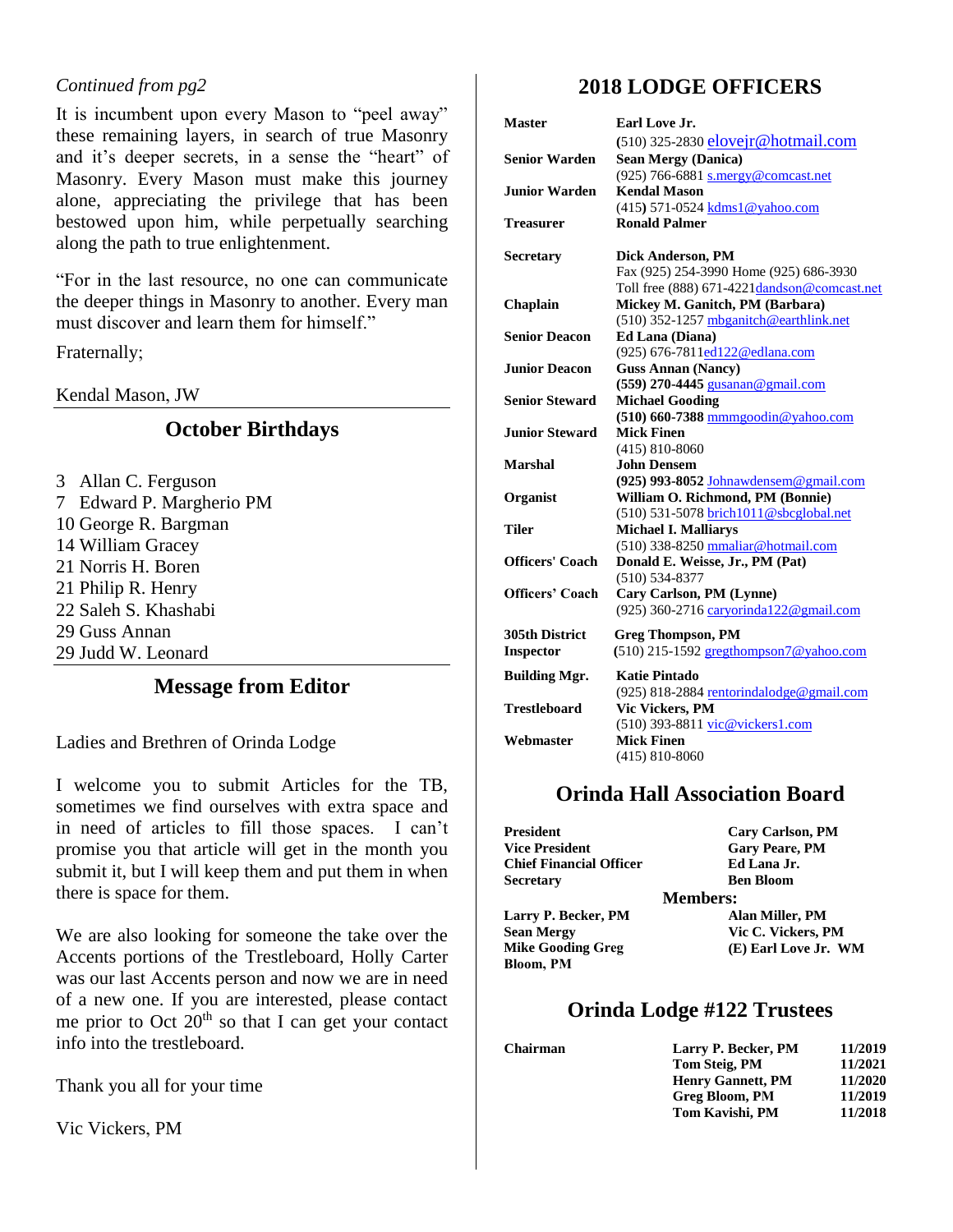*Continued from pg2*

It is incumbent upon every Mason to "peel away" these remaining layers, in search of true Masonry and it's deeper secrets, in a sense the "heart" of Masonry. Every Mason must make this journey alone, appreciating the privilege that has been bestowed upon him, while perpetually searching along the path to true enlightenment.

"For in the last resource, no one can communicate the deeper things in Masonry to another. Every man must discover and learn them for himself."

Fraternally;

Kendal Mason, JW

## October Birthdays

3 Allan C. Ferguson
7 Edward P. Margherio PM
10 George R. Bargman
14 William Gracey
21 Norris H. Boren
21 Philip R. Henry
22 Saleh S. Khashabi
29 Guss Annan
29 Judd W. Leonard

## Message from Editor

Ladies and Brethren of Orinda Lodge

I welcome you to submit Articles for the TB, sometimes we find ourselves with extra space and in need of articles to fill those spaces. I can't promise you that article will get in the month you submit it, but I will keep them and put them in when there is space for them.

We are also looking for someone the take over the Accents portions of the Trestleboard, Holly Carter was our last Accents person and now we are in need of a new one. If you are interested, please contact me prior to Oct 20th so that I can get your contact info into the trestleboard.

Thank you all for your time

Vic Vickers, PM

## 2018 LODGE OFFICERS

| | |
|---|---|
| **Master** | **Earl Love Jr.**<br>(510) 325-2830 elovejr@hotmail.com |
| **Senior Warden** | **Sean Mergy (Danica)**<br>(925) 766-6881 s.mergy@comcast.net |
| **Junior Warden** | **Kendal Mason**<br>(415) 571-0524 kdms1@yahoo.com |
| **Treasurer** | **Ronald Palmer** |
| **Secretary** | **Dick Anderson, PM**<br>Fax (925) 254-3990 Home (925) 686-3930<br>Toll free (888) 671-4221dandson@comcast.net |
| **Chaplain** | **Mickey M. Ganitch, PM (Barbara)**<br>(510) 352-1257 mbganitch@earthlink.net |
| **Senior Deacon** | **Ed Lana (Diana)**<br>(925) 676-7811ed122@edlana.com |
| **Junior Deacon** | **Guss Annan (Nancy)**<br>**(559) 270-4445** gusanan@gmail.com |
| **Senior Steward** | **Michael Gooding**<br>**(510) 660-7388** mmmgoodin@yahoo.com |
| **Junior Steward** | **Mick Finen**<br>(415) 810-8060 |
| **Marshal** | **John Densem**<br>**(925) 993-8052** Johnawdensem@gmail.com |
| **Organist** | **William O. Richmond, PM (Bonnie)**<br>(510) 531-5078 brich1011@sbcglobal.net |
| **Tiler** | **Michael I. Malliarys**<br>(510) 338-8250 mmaliar@hotmail.com |
| **Officers' Coach** | **Donald E. Weisse, Jr., PM (Pat)**<br>(510) 534-8377 |
| **Officers' Coach** | **Cary Carlson, PM (Lynne)**<br>(925) 360-2716 caryorinda122@gmail.com |
| **305th District Inspector** | **Greg Thompson, PM**<br>(510) 215-1592 gregthompson7@yahoo.com |
| **Building Mgr.** | **Katie Pintado**<br>(925) 818-2884 rentorindalodge@gmail.com |
| **Trestleboard** | **Vic Vickers, PM**<br>(510) 393-8811 vic@vickers1.com |
| **Webmaster** | **Mick Finen**<br>(415) 810-8060 |

## Orinda Hall Association Board

| | |
|---|---|
| **President** | **Cary Carlson, PM** |
| **Vice President** | **Gary Peare, PM** |
| **Chief Financial Officer** | **Ed Lana Jr.** |
| **Secretary** | **Ben Bloom** |

**Members:**

| | |
|---|---|
| **Larry P. Becker, PM** | **Alan Miller, PM** |
| **Sean Mergy** | **Vic C. Vickers, PM** |
| **Mike Gooding Greg Bloom, PM** | **(E) Earl Love Jr. WM** |

## Orinda Lodge #122 Trustees

| | | |
|---|---|---|
| **Chairman** | **Larry P. Becker, PM** | **11/2019** |
| | **Tom Steig, PM** | **11/2021** |
| | **Henry Gannett, PM** | **11/2020** |
| | **Greg Bloom, PM** | **11/2019** |
| | **Tom Kavishi, PM** | **11/2018** |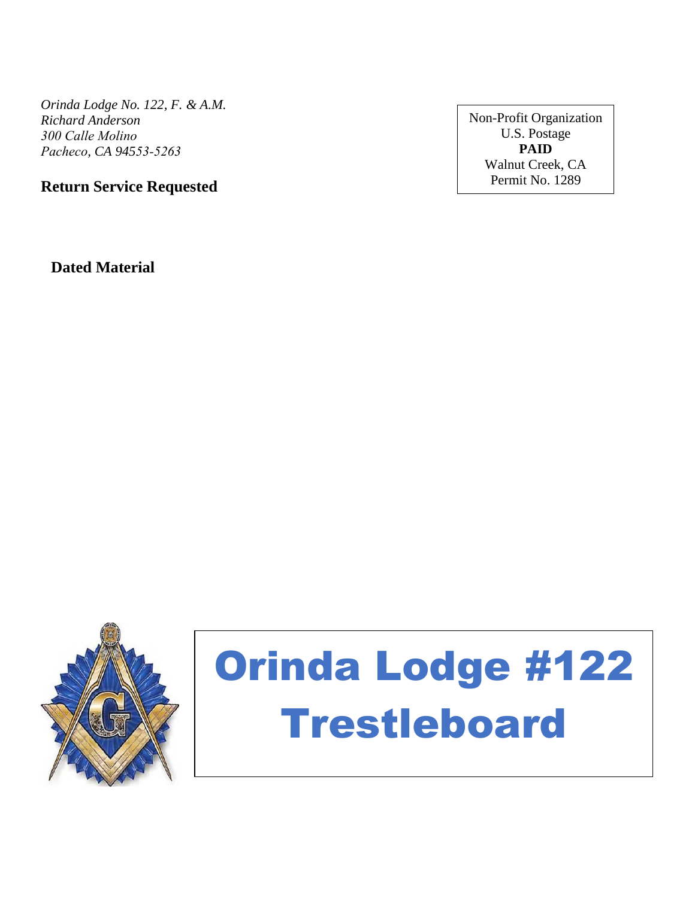*Orinda Lodge No. 122, F. & A.M.*
*Richard Anderson*
*300 Calle Molino*
*Pacheco, CA 94553-5263*

**Return Service Requested**

Non-Profit Organization
U.S. Postage
**PAID**
Walnut Creek, CA
Permit No. 1289

**Dated Material**

# Orinda Lodge #122 Trestleboard